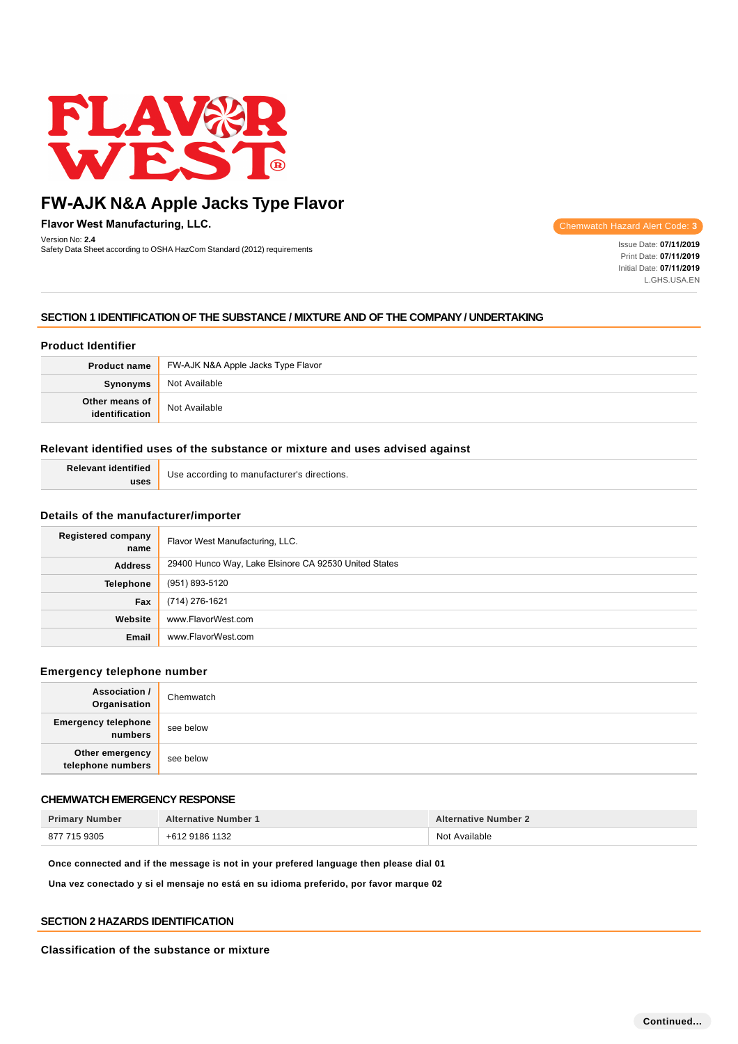# FW-AJK N&A Apple Jacks Type Flavor

**Flavor West Manufacturing, LLC.**

Version No: **2.4**
Safety Data Sheet according to OSHA HazCom Standard (2012) requirements

Chemwatch Hazard Alert Code: **3**

Issue Date: **07/11/2019**
Print Date: **07/11/2019**
Initial Date: **07/11/2019**
L.GHS.USA.EN

## SECTION 1 IDENTIFICATION OF THE SUBSTANCE / MIXTURE AND OF THE COMPANY / UNDERTAKING

### Product Identifier

| | |
|---|---|
| **Product name** | FW-AJK N&A Apple Jacks Type Flavor |
| **Synonyms** | Not Available |
| **Other means of identification** | Not Available |

### Relevant identified uses of the substance or mixture and uses advised against

| | |
|---|---|
| **Relevant identified uses** | Use according to manufacturer's directions. |

### Details of the manufacturer/importer

| | |
|---|---|
| **Registered company name** | Flavor West Manufacturing, LLC. |
| **Address** | 29400 Hunco Way, Lake Elsinore CA 92530 United States |
| **Telephone** | (951) 893-5120 |
| **Fax** | (714) 276-1621 |
| **Website** | www.FlavorWest.com |
| **Email** | www.FlavorWest.com |

### Emergency telephone number

| | |
|---|---|
| **Association / Organisation** | Chemwatch |
| **Emergency telephone numbers** | see below |
| **Other emergency telephone numbers** | see below |

### CHEMWATCH EMERGENCY RESPONSE

| Primary Number | Alternative Number 1 | Alternative Number 2 |
|---|---|---|
| 877 715 9305 | +612 9186 1132 | Not Available |

**Once connected and if the message is not in your prefered language then please dial 01**

**Una vez conectado y si el mensaje no está en su idioma preferido, por favor marque 02**

## SECTION 2 HAZARDS IDENTIFICATION

### Classification of the substance or mixture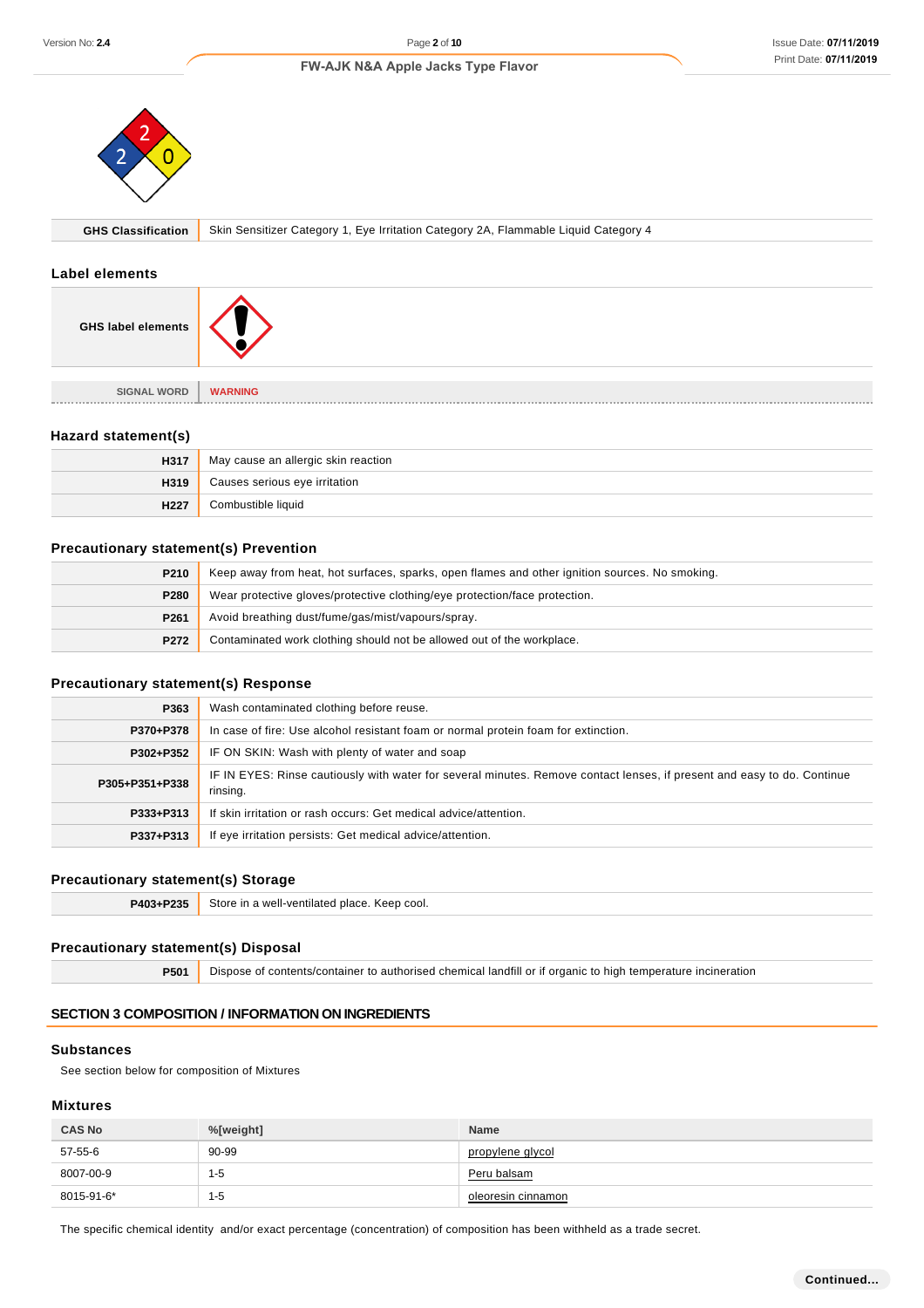| GHS Classification | Skin Sensitizer Category 1, Eye Irritation Category 2A, Flammable Liquid Category 4 |
|---|---|

## Label elements

| GHS label elements | |
|---|---|
| SIGNAL WORD | WARNING |

## Hazard statement(s)

| | |
|---|---|
| H317 | May cause an allergic skin reaction |
| H319 | Causes serious eye irritation |
| H227 | Combustible liquid |

## Precautionary statement(s) Prevention

| | |
|---|---|
| P210 | Keep away from heat, hot surfaces, sparks, open flames and other ignition sources. No smoking. |
| P280 | Wear protective gloves/protective clothing/eye protection/face protection. |
| P261 | Avoid breathing dust/fume/gas/mist/vapours/spray. |
| P272 | Contaminated work clothing should not be allowed out of the workplace. |

## Precautionary statement(s) Response

| | |
|---|---|
| P363 | Wash contaminated clothing before reuse. |
| P370+P378 | In case of fire: Use alcohol resistant foam or normal protein foam for extinction. |
| P302+P352 | IF ON SKIN: Wash with plenty of water and soap |
| P305+P351+P338 | IF IN EYES: Rinse cautiously with water for several minutes. Remove contact lenses, if present and easy to do. Continue rinsing. |
| P333+P313 | If skin irritation or rash occurs: Get medical advice/attention. |
| P337+P313 | If eye irritation persists: Get medical advice/attention. |

## Precautionary statement(s) Storage

| | |
|---|---|
| P403+P235 | Store in a well-ventilated place. Keep cool. |

## Precautionary statement(s) Disposal

| | |
|---|---|
| P501 | Dispose of contents/container to authorised chemical landfill or if organic to high temperature incineration |

# SECTION 3 COMPOSITION / INFORMATION ON INGREDIENTS

## Substances

See section below for composition of Mixtures

## Mixtures

| CAS No | %[weight] | Name |
|---|---|---|
| 57-55-6 | 90-99 | propylene glycol |
| 8007-00-9 | 1-5 | Peru balsam |
| 8015-91-6* | 1-5 | oleoresin cinnamon |

The specific chemical identity and/or exact percentage (concentration) of composition has been withheld as a trade secret.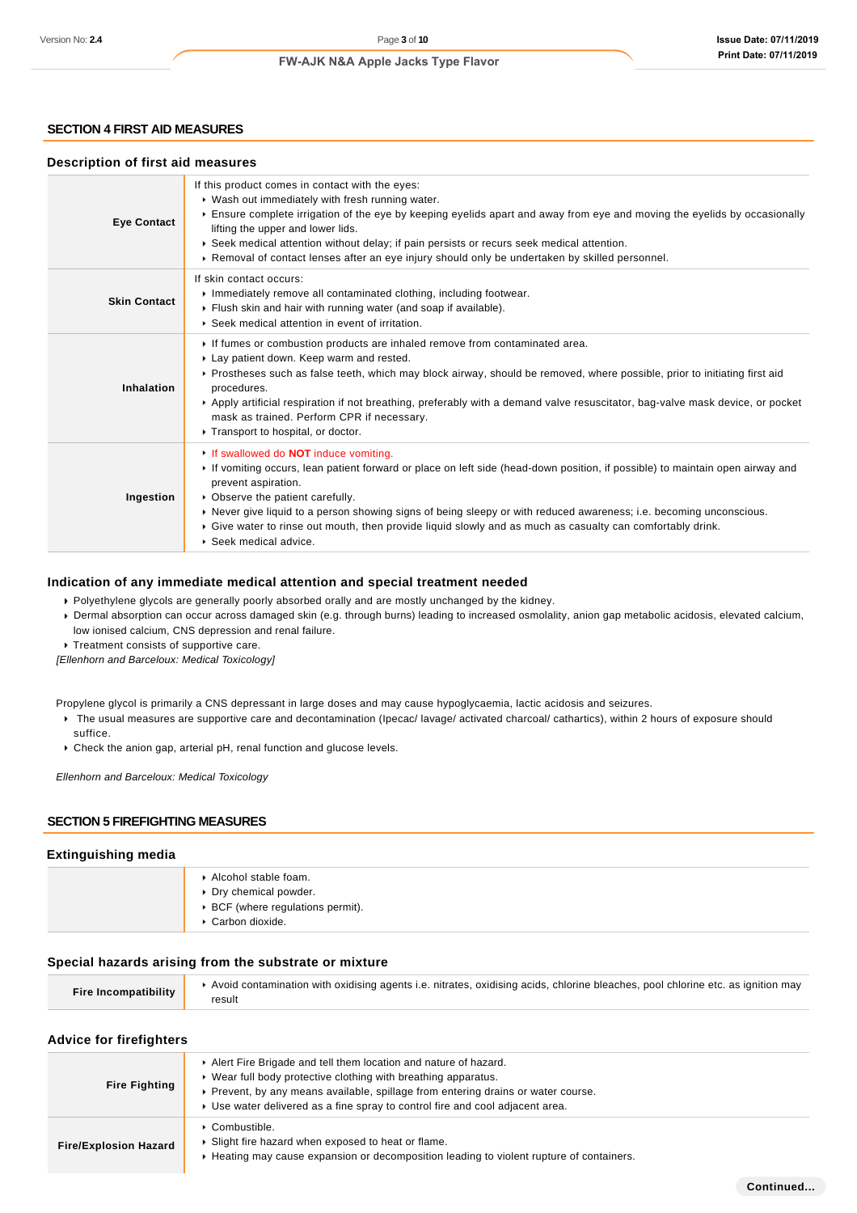## SECTION 4 FIRST AID MEASURES

### Description of first aid measures

| | |
|---|---|
| **Eye Contact** | If this product comes in contact with the eyes:<br>▸ Wash out immediately with fresh running water.<br>▸ Ensure complete irrigation of the eye by keeping eyelids apart and away from eye and moving the eyelids by occasionally lifting the upper and lower lids.<br>▸ Seek medical attention without delay; if pain persists or recurs seek medical attention.<br>▸ Removal of contact lenses after an eye injury should only be undertaken by skilled personnel. |
| **Skin Contact** | If skin contact occurs:<br>▸ Immediately remove all contaminated clothing, including footwear.<br>▸ Flush skin and hair with running water (and soap if available).<br>▸ Seek medical attention in event of irritation. |
| **Inhalation** | ▸ If fumes or combustion products are inhaled remove from contaminated area.<br>▸ Lay patient down. Keep warm and rested.<br>▸ Prostheses such as false teeth, which may block airway, should be removed, where possible, prior to initiating first aid procedures.<br>▸ Apply artificial respiration if not breathing, preferably with a demand valve resuscitator, bag-valve mask device, or pocket mask as trained. Perform CPR if necessary.<br>▸ Transport to hospital, or doctor. |
| **Ingestion** | ▸ If swallowed do **NOT** induce vomiting.<br>▸ If vomiting occurs, lean patient forward or place on left side (head-down position, if possible) to maintain open airway and prevent aspiration.<br>▸ Observe the patient carefully.<br>▸ Never give liquid to a person showing signs of being sleepy or with reduced awareness; i.e. becoming unconscious.<br>▸ Give water to rinse out mouth, then provide liquid slowly and as much as casualty can comfortably drink.<br>▸ Seek medical advice. |

### Indication of any immediate medical attention and special treatment needed

- Polyethylene glycols are generally poorly absorbed orally and are mostly unchanged by the kidney.
- Dermal absorption can occur across damaged skin (e.g. through burns) leading to increased osmolality, anion gap metabolic acidosis, elevated calcium, low ionised calcium, CNS depression and renal failure.
- Treatment consists of supportive care.

*[Ellenhorn and Barceloux: Medical Toxicology]*

Propylene glycol is primarily a CNS depressant in large doses and may cause hypoglycaemia, lactic acidosis and seizures.

- The usual measures are supportive care and decontamination (Ipecac/ lavage/ activated charcoal/ cathartics), within 2 hours of exposure should suffice.
- Check the anion gap, arterial pH, renal function and glucose levels.

*Ellenhorn and Barceloux: Medical Toxicology*

## SECTION 5 FIREFIGHTING MEASURES

### Extinguishing media

- Alcohol stable foam.
- Dry chemical powder.
- BCF (where regulations permit).
- Carbon dioxide.

### Special hazards arising from the substrate or mixture

| | |
|---|---|
| **Fire Incompatibility** | ▸ Avoid contamination with oxidising agents i.e. nitrates, oxidising acids, chlorine bleaches, pool chlorine etc. as ignition may result |

### Advice for firefighters

| | |
|---|---|
| **Fire Fighting** | ▸ Alert Fire Brigade and tell them location and nature of hazard.<br>▸ Wear full body protective clothing with breathing apparatus.<br>▸ Prevent, by any means available, spillage from entering drains or water course.<br>▸ Use water delivered as a fine spray to control fire and cool adjacent area. |
| **Fire/Explosion Hazard** | ▸ Combustible.<br>▸ Slight fire hazard when exposed to heat or flame.<br>▸ Heating may cause expansion or decomposition leading to violent rupture of containers. |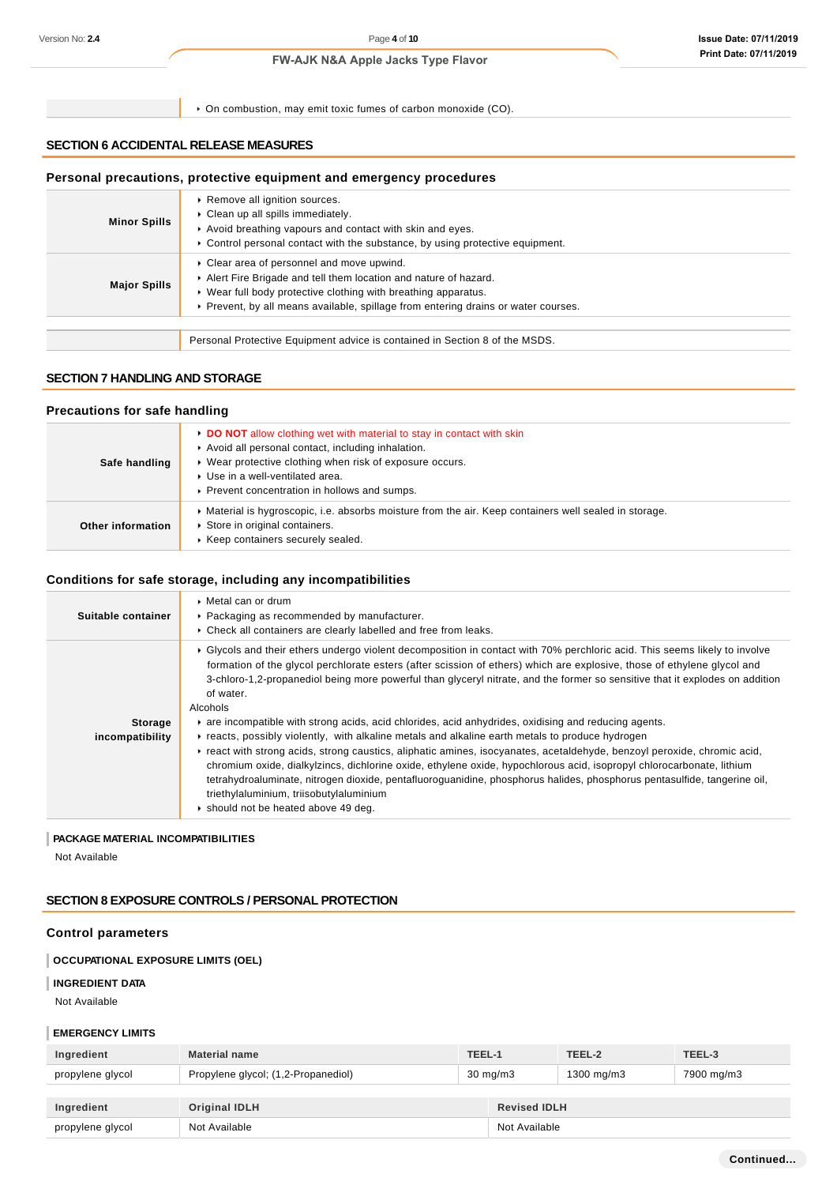| | |
|---|---|
| | On combustion, may emit toxic fumes of carbon monoxide (CO). |

## SECTION 6 ACCIDENTAL RELEASE MEASURES

### Personal precautions, protective equipment and emergency procedures

| | |
|---|---|
| **Minor Spills** | Remove all ignition sources.<br>Clean up all spills immediately.<br>Avoid breathing vapours and contact with skin and eyes.<br>Control personal contact with the substance, by using protective equipment. |
| **Major Spills** | Clear area of personnel and move upwind.<br>Alert Fire Brigade and tell them location and nature of hazard.<br>Wear full body protective clothing with breathing apparatus.<br>Prevent, by all means available, spillage from entering drains or water courses. |

| | |
|---|---|
| | Personal Protective Equipment advice is contained in Section 8 of the MSDS. |

## SECTION 7 HANDLING AND STORAGE

### Precautions for safe handling

| | |
|---|---|
| **Safe handling** | **DO NOT** allow clothing wet with material to stay in contact with skin<br>Avoid all personal contact, including inhalation.<br>Wear protective clothing when risk of exposure occurs.<br>Use in a well-ventilated area.<br>Prevent concentration in hollows and sumps. |
| **Other information** | Material is hygroscopic, i.e. absorbs moisture from the air. Keep containers well sealed in storage.<br>Store in original containers.<br>Keep containers securely sealed. |

### Conditions for safe storage, including any incompatibilities

| | |
|---|---|
| **Suitable container** | Metal can or drum<br>Packaging as recommended by manufacturer.<br>Check all containers are clearly labelled and free from leaks. |
| **Storage incompatibility** | Glycols and their ethers undergo violent decomposition in contact with 70% perchloric acid. This seems likely to involve formation of the glycol perchlorate esters (after scission of ethers) which are explosive, those of ethylene glycol and 3-chloro-1,2-propanediol being more powerful than glyceryl nitrate, and the former so sensitive that it explodes on addition of water.<br>Alcohols<br>are incompatible with strong acids, acid chlorides, acid anhydrides, oxidising and reducing agents.<br>reacts, possibly violently, with alkaline metals and alkaline earth metals to produce hydrogen<br>react with strong acids, strong caustics, aliphatic amines, isocyanates, acetaldehyde, benzoyl peroxide, chromic acid, chromium oxide, dialkylzincs, dichlorine oxide, ethylene oxide, hypochlorous acid, isopropyl chlorocarbonate, lithium tetrahydroaluminate, nitrogen dioxide, pentafluoroguanidine, phosphorus halides, phosphorus pentasulfide, tangerine oil, triethylaluminium, triisobutylaluminium<br>should not be heated above 49 deg. |

**PACKAGE MATERIAL INCOMPATIBILITIES**

Not Available

## SECTION 8 EXPOSURE CONTROLS / PERSONAL PROTECTION

### Control parameters

**OCCUPATIONAL EXPOSURE LIMITS (OEL)**

**INGREDIENT DATA**

Not Available

**EMERGENCY LIMITS**

| Ingredient | Material name | TEEL-1 | TEEL-2 | TEEL-3 |
|---|---|---|---|---|
| propylene glycol | Propylene glycol; (1,2-Propanediol) | 30 mg/m3 | 1300 mg/m3 | 7900 mg/m3 |

| Ingredient | Original IDLH | Revised IDLH |
|---|---|---|
| propylene glycol | Not Available | Not Available |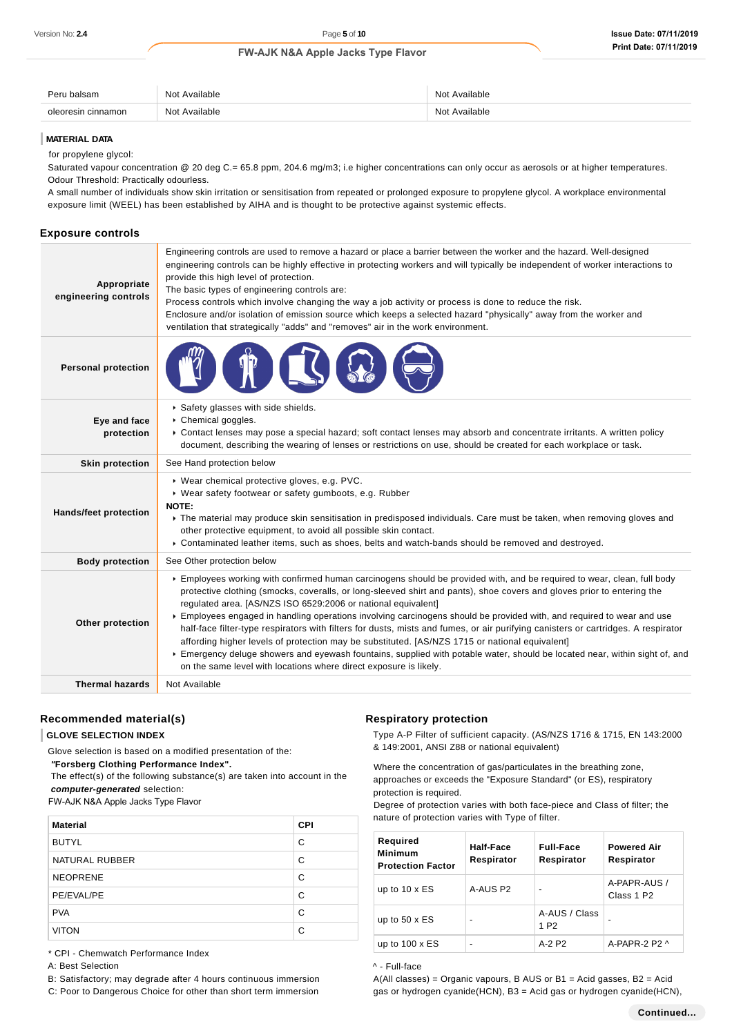| | | |
|---|---|---|
| Peru balsam | Not Available | Not Available |
| oleoresin cinnamon | Not Available | Not Available |

**MATERIAL DATA**

for propylene glycol:

Saturated vapour concentration @ 20 deg C.= 65.8 ppm, 204.6 mg/m3; i.e higher concentrations can only occur as aerosols or at higher temperatures.
Odour Threshold: Practically odourless.

A small number of individuals show skin irritation or sensitisation from repeated or prolonged exposure to propylene glycol. A workplace environmental exposure limit (WEEL) has been established by AIHA and is thought to be protective against systemic effects.

## Exposure controls

| | |
|---|---|
| **Appropriate engineering controls** | Engineering controls are used to remove a hazard or place a barrier between the worker and the hazard. Well-designed engineering controls can be highly effective in protecting workers and will typically be independent of worker interactions to provide this high level of protection.<br>The basic types of engineering controls are:<br>Process controls which involve changing the way a job activity or process is done to reduce the risk.<br>Enclosure and/or isolation of emission source which keeps a selected hazard "physically" away from the worker and ventilation that strategically "adds" and "removes" air in the work environment. |
| **Personal protection** | |
| **Eye and face protection** | ‣ Safety glasses with side shields.<br>‣ Chemical goggles.<br>‣ Contact lenses may pose a special hazard; soft contact lenses may absorb and concentrate irritants. A written policy document, describing the wearing of lenses or restrictions on use, should be created for each workplace or task. |
| **Skin protection** | See Hand protection below |
| **Hands/feet protection** | ‣ Wear chemical protective gloves, e.g. PVC.<br>‣ Wear safety footwear or safety gumboots, e.g. Rubber<br>**NOTE:**<br>‣ The material may produce skin sensitisation in predisposed individuals. Care must be taken, when removing gloves and other protective equipment, to avoid all possible skin contact.<br>‣ Contaminated leather items, such as shoes, belts and watch-bands should be removed and destroyed. |
| **Body protection** | See Other protection below |
| **Other protection** | ‣ Employees working with confirmed human carcinogens should be provided with, and be required to wear, clean, full body protective clothing (smocks, coveralls, or long-sleeved shirt and pants), shoe covers and gloves prior to entering the regulated area. [AS/NZS ISO 6529:2006 or national equivalent]<br>‣ Employees engaged in handling operations involving carcinogens should be provided with, and required to wear and use half-face filter-type respirators with filters for dusts, mists and fumes, or air purifying canisters or cartridges. A respirator affording higher levels of protection may be substituted. [AS/NZS 1715 or national equivalent]<br>‣ Emergency deluge showers and eyewash fountains, supplied with potable water, should be located near, within sight of, and on the same level with locations where direct exposure is likely. |
| **Thermal hazards** | Not Available |

## Recommended material(s)

**GLOVE SELECTION INDEX**

Glove selection is based on a modified presentation of the:

***"Forsberg Clothing Performance Index".***

The effect(s) of the following substance(s) are taken into account in the ***computer-generated*** selection:

FW-AJK N&A Apple Jacks Type Flavor

| Material | CPI |
|---|---|
| BUTYL | C |
| NATURAL RUBBER | C |
| NEOPRENE | C |
| PE/EVAL/PE | C |
| PVA | C |
| VITON | C |

\* CPI - Chemwatch Performance Index

A: Best Selection

B: Satisfactory; may degrade after 4 hours continuous immersion

C: Poor to Dangerous Choice for other than short term immersion

## Respiratory protection

Type A-P Filter of sufficient capacity. (AS/NZS 1716 & 1715, EN 143:2000 & 149:2001, ANSI Z88 or national equivalent)

Where the concentration of gas/particulates in the breathing zone, approaches or exceeds the "Exposure Standard" (or ES), respiratory protection is required.

Degree of protection varies with both face-piece and Class of filter; the nature of protection varies with Type of filter.

| Required Minimum Protection Factor | Half-Face Respirator | Full-Face Respirator | Powered Air Respirator |
|---|---|---|---|
| up to 10 x ES | A-AUS P2 | - | A-PAPR-AUS / Class 1 P2 |
| up to 50 x ES | - | A-AUS / Class 1 P2 | - |
| up to 100 x ES | - | A-2 P2 | A-PAPR-2 P2 ^ |

^ - Full-face

A(All classes) = Organic vapours, B AUS or B1 = Acid gasses, B2 = Acid gas or hydrogen cyanide(HCN), B3 = Acid gas or hydrogen cyanide(HCN),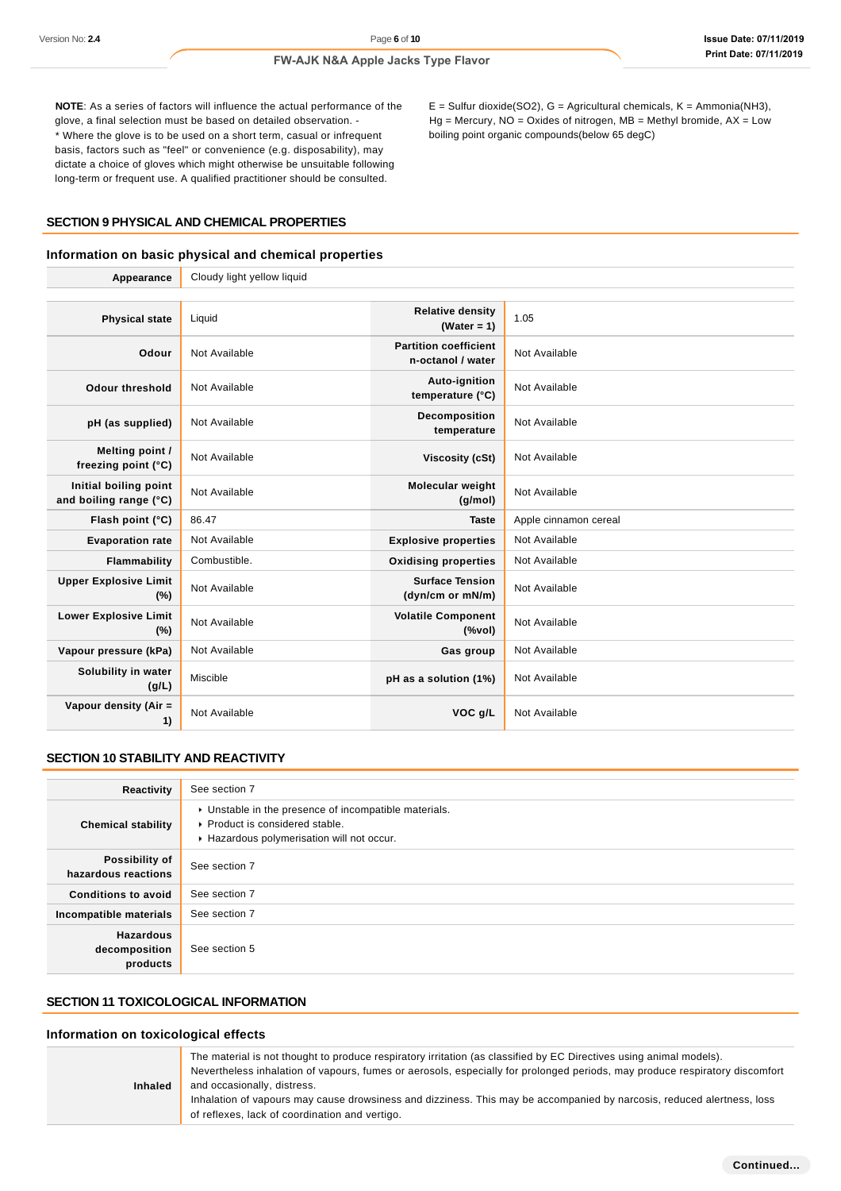**NOTE**: As a series of factors will influence the actual performance of the glove, a final selection must be based on detailed observation. -
* Where the glove is to be used on a short term, casual or infrequent basis, factors such as "feel" or convenience (e.g. disposability), may dictate a choice of gloves which might otherwise be unsuitable following long-term or frequent use. A qualified practitioner should be consulted.

E = Sulfur dioxide(SO2), G = Agricultural chemicals, K = Ammonia(NH3), Hg = Mercury, NO = Oxides of nitrogen, MB = Methyl bromide, AX = Low boiling point organic compounds(below 65 degC)

## SECTION 9 PHYSICAL AND CHEMICAL PROPERTIES

### Information on basic physical and chemical properties

| **Appearance** | Cloudy light yellow liquid | | |
|---|---|---|---|
| **Physical state** | Liquid | **Relative density (Water = 1)** | 1.05 |
| **Odour** | Not Available | **Partition coefficient n-octanol / water** | Not Available |
| **Odour threshold** | Not Available | **Auto-ignition temperature (°C)** | Not Available |
| **pH (as supplied)** | Not Available | **Decomposition temperature** | Not Available |
| **Melting point / freezing point (°C)** | Not Available | **Viscosity (cSt)** | Not Available |
| **Initial boiling point and boiling range (°C)** | Not Available | **Molecular weight (g/mol)** | Not Available |
| **Flash point (°C)** | 86.47 | **Taste** | Apple cinnamon cereal |
| **Evaporation rate** | Not Available | **Explosive properties** | Not Available |
| **Flammability** | Combustible. | **Oxidising properties** | Not Available |
| **Upper Explosive Limit (%)** | Not Available | **Surface Tension (dyn/cm or mN/m)** | Not Available |
| **Lower Explosive Limit (%)** | Not Available | **Volatile Component (%vol)** | Not Available |
| **Vapour pressure (kPa)** | Not Available | **Gas group** | Not Available |
| **Solubility in water (g/L)** | Miscible | **pH as a solution (1%)** | Not Available |
| **Vapour density (Air = 1)** | Not Available | **VOC g/L** | Not Available |

## SECTION 10 STABILITY AND REACTIVITY

| | |
|---|---|
| **Reactivity** | See section 7 |
| **Chemical stability** | ‣ Unstable in the presence of incompatible materials.<br>‣ Product is considered stable.<br>‣ Hazardous polymerisation will not occur. |
| **Possibility of hazardous reactions** | See section 7 |
| **Conditions to avoid** | See section 7 |
| **Incompatible materials** | See section 7 |
| **Hazardous decomposition products** | See section 5 |

## SECTION 11 TOXICOLOGICAL INFORMATION

### Information on toxicological effects

| | |
|---|---|
| **Inhaled** | The material is not thought to produce respiratory irritation (as classified by EC Directives using animal models). Nevertheless inhalation of vapours, fumes or aerosols, especially for prolonged periods, may produce respiratory discomfort and occasionally, distress.<br>Inhalation of vapours may cause drowsiness and dizziness. This may be accompanied by narcosis, reduced alertness, loss of reflexes, lack of coordination and vertigo. |

Continued...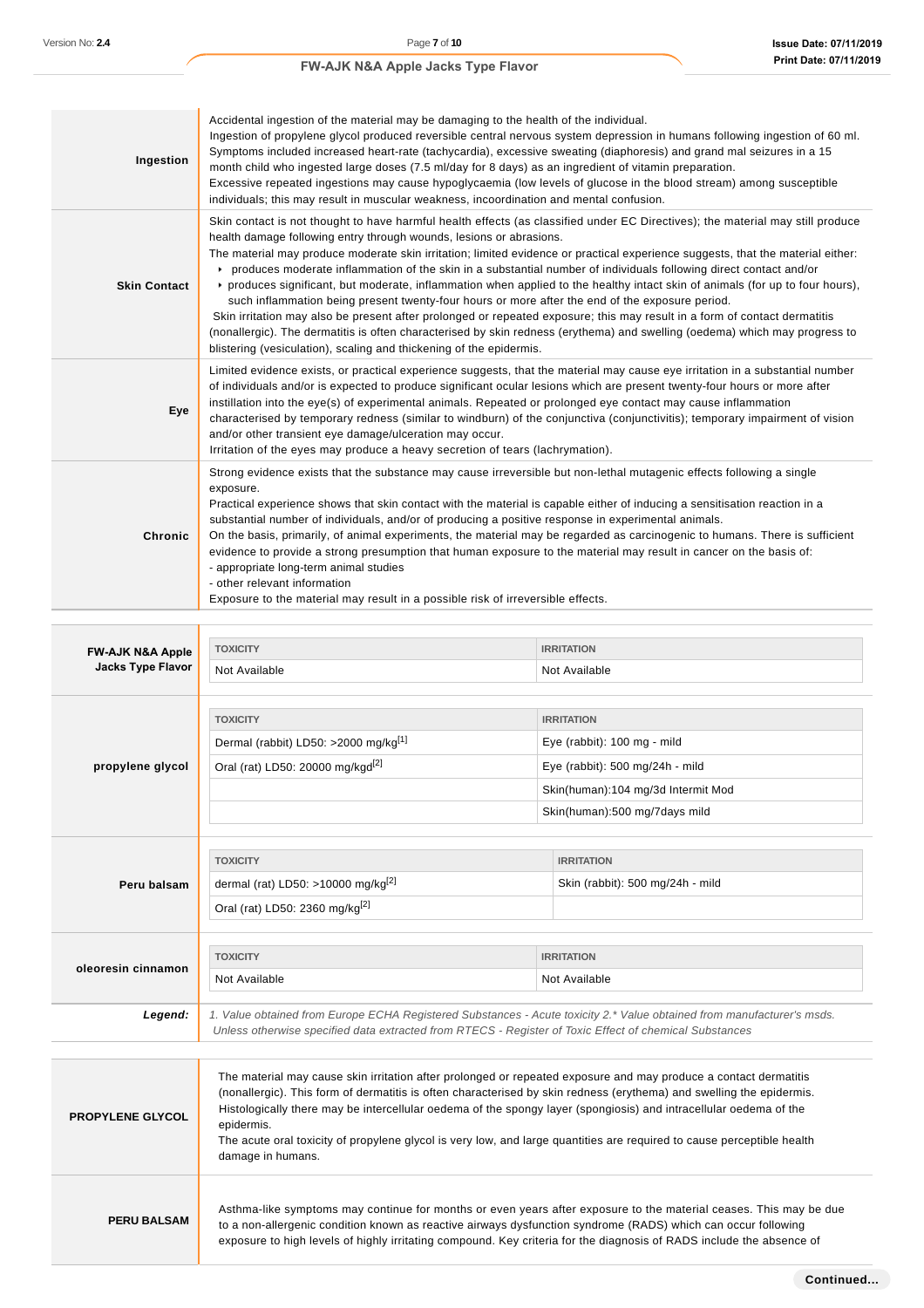| | |
|---|---|
| **Ingestion** | Accidental ingestion of the material may be damaging to the health of the individual.<br>Ingestion of propylene glycol produced reversible central nervous system depression in humans following ingestion of 60 ml. Symptoms included increased heart-rate (tachycardia), excessive sweating (diaphoresis) and grand mal seizures in a 15 month child who ingested large doses (7.5 ml/day for 8 days) as an ingredient of vitamin preparation.<br>Excessive repeated ingestions may cause hypoglycaemia (low levels of glucose in the blood stream) among susceptible individuals; this may result in muscular weakness, incoordination and mental confusion. |
| **Skin Contact** | Skin contact is not thought to have harmful health effects (as classified under EC Directives); the material may still produce health damage following entry through wounds, lesions or abrasions.<br>The material may produce moderate skin irritation; limited evidence or practical experience suggests, that the material either:<br>▸ produces moderate inflammation of the skin in a substantial number of individuals following direct contact and/or<br>▸ produces significant, but moderate, inflammation when applied to the healthy intact skin of animals (for up to four hours), such inflammation being present twenty-four hours or more after the end of the exposure period.<br>Skin irritation may also be present after prolonged or repeated exposure; this may result in a form of contact dermatitis (nonallergic). The dermatitis is often characterised by skin redness (erythema) and swelling (oedema) which may progress to blistering (vesiculation), scaling and thickening of the epidermis. |
| **Eye** | Limited evidence exists, or practical experience suggests, that the material may cause eye irritation in a substantial number of individuals and/or is expected to produce significant ocular lesions which are present twenty-four hours or more after instillation into the eye(s) of experimental animals. Repeated or prolonged eye contact may cause inflammation characterised by temporary redness (similar to windburn) of the conjunctiva (conjunctivitis); temporary impairment of vision and/or other transient eye damage/ulceration may occur.<br>Irritation of the eyes may produce a heavy secretion of tears (lachrymation). |
| **Chronic** | Strong evidence exists that the substance may cause irreversible but non-lethal mutagenic effects following a single exposure.<br>Practical experience shows that skin contact with the material is capable either of inducing a sensitisation reaction in a substantial number of individuals, and/or of producing a positive response in experimental animals.<br>On the basis, primarily, of animal experiments, the material may be regarded as carcinogenic to humans. There is sufficient evidence to provide a strong presumption that human exposure to the material may result in cancer on the basis of:<br>- appropriate long-term animal studies<br>- other relevant information<br>Exposure to the material may result in a possible risk of irreversible effects. |

**FW-AJK N&A Apple Jacks Type Flavor**

| TOXICITY | IRRITATION |
|---|---|
| Not Available | Not Available |

**propylene glycol**

| TOXICITY | IRRITATION |
|---|---|
| Dermal (rabbit) LD50: >2000 mg/kg[1] | Eye (rabbit): 100 mg - mild |
| Oral (rat) LD50: 20000 mg/kgd[2] | Eye (rabbit): 500 mg/24h - mild |
| | Skin(human):104 mg/3d Intermit Mod |
| | Skin(human):500 mg/7days mild |

**Peru balsam**

| TOXICITY | IRRITATION |
|---|---|
| dermal (rat) LD50: >10000 mg/kg[2] | Skin (rabbit): 500 mg/24h - mild |
| Oral (rat) LD50: 2360 mg/kg[2] | |

**oleoresin cinnamon**

| TOXICITY | IRRITATION |
|---|---|
| Not Available | Not Available |

***Legend:*** *1. Value obtained from Europe ECHA Registered Substances - Acute toxicity 2.\* Value obtained from manufacturer's msds. Unless otherwise specified data extracted from RTECS - Register of Toxic Effect of chemical Substances*

| | |
|---|---|
| **PROPYLENE GLYCOL** | The material may cause skin irritation after prolonged or repeated exposure and may produce a contact dermatitis (nonallergic). This form of dermatitis is often characterised by skin redness (erythema) and swelling the epidermis. Histologically there may be intercellular oedema of the spongy layer (spongiosis) and intracellular oedema of the epidermis.<br>The acute oral toxicity of propylene glycol is very low, and large quantities are required to cause perceptible health damage in humans. |
| **PERU BALSAM** | Asthma-like symptoms may continue for months or even years after exposure to the material ceases. This may be due to a non-allergenic condition known as reactive airways dysfunction syndrome (RADS) which can occur following exposure to high levels of highly irritating compound. Key criteria for the diagnosis of RADS include the absence of |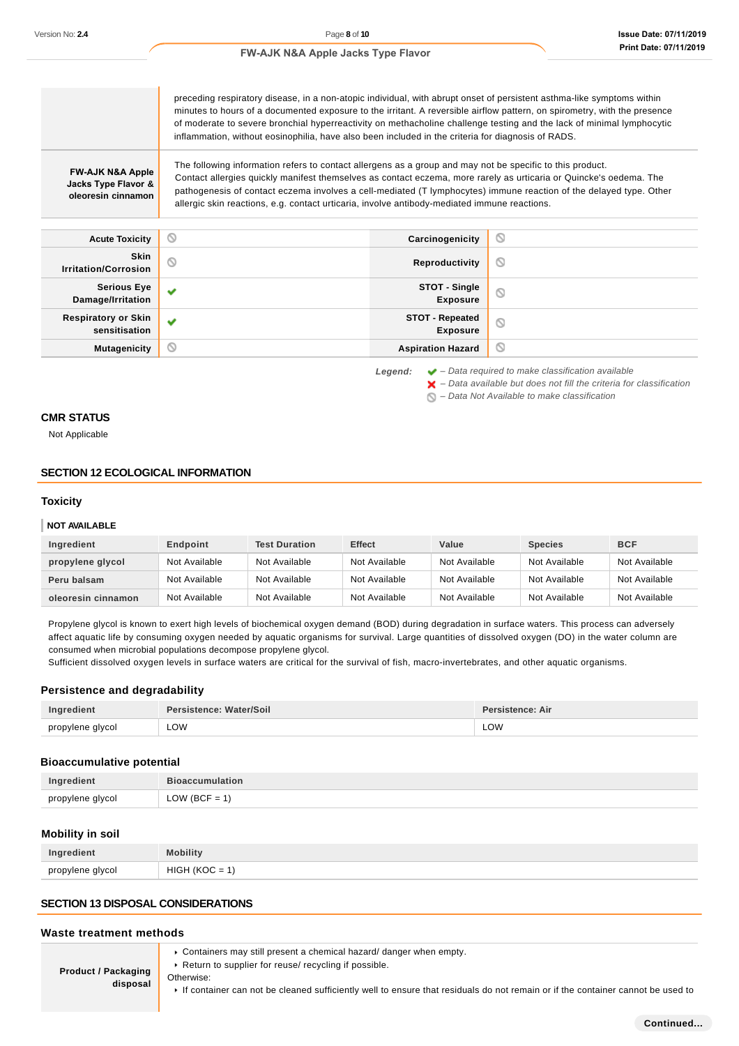| | |
|---|---|
| | preceding respiratory disease, in a non-atopic individual, with abrupt onset of persistent asthma-like symptoms within minutes to hours of a documented exposure to the irritant. A reversible airflow pattern, on spirometry, with the presence of moderate to severe bronchial hyperreactivity on methacholine challenge testing and the lack of minimal lymphocytic inflammation, without eosinophilia, have also been included in the criteria for diagnosis of RADS. |
| **FW-AJK N&A Apple Jacks Type Flavor & oleoresin cinnamon** | The following information refers to contact allergens as a group and may not be specific to this product. Contact allergies quickly manifest themselves as contact eczema, more rarely as urticaria or Quincke's oedema. The pathogenesis of contact eczema involves a cell-mediated (T lymphocytes) immune reaction of the delayed type. Other allergic skin reactions, e.g. contact urticaria, involve antibody-mediated immune reactions. |

| | | | |
|---|---|---|---|
| **Acute Toxicity** | ⃠ | **Carcinogenicity** | ⃠ |
| **Skin Irritation/Corrosion** | ⃠ | **Reproductivity** | ⃠ |
| **Serious Eye Damage/Irritation** | ✔ | **STOT - Single Exposure** | ⃠ |
| **Respiratory or Skin sensitisation** | ✔ | **STOT - Repeated Exposure** | ⃠ |
| **Mutagenicity** | ⃠ | **Aspiration Hazard** | ⃠ |

*Legend:*
- ✔ *– Data required to make classification available*
- ✘ *– Data available but does not fill the criteria for classification*
- ⃠ *– Data Not Available to make classification*

### CMR STATUS

Not Applicable

## SECTION 12 ECOLOGICAL INFORMATION

### Toxicity

**NOT AVAILABLE**

| Ingredient | Endpoint | Test Duration | Effect | Value | Species | BCF |
|---|---|---|---|---|---|---|
| propylene glycol | Not Available | Not Available | Not Available | Not Available | Not Available | Not Available |
| Peru balsam | Not Available | Not Available | Not Available | Not Available | Not Available | Not Available |
| oleoresin cinnamon | Not Available | Not Available | Not Available | Not Available | Not Available | Not Available |

Propylene glycol is known to exert high levels of biochemical oxygen demand (BOD) during degradation in surface waters. This process can adversely affect aquatic life by consuming oxygen needed by aquatic organisms for survival. Large quantities of dissolved oxygen (DO) in the water column are consumed when microbial populations decompose propylene glycol.
Sufficient dissolved oxygen levels in surface waters are critical for the survival of fish, macro-invertebrates, and other aquatic organisms.

### Persistence and degradability

| Ingredient | Persistence: Water/Soil | Persistence: Air |
|---|---|---|
| propylene glycol | LOW | LOW |

### Bioaccumulative potential

| Ingredient | Bioaccumulation |
|---|---|
| propylene glycol | LOW (BCF = 1) |

### Mobility in soil

| Ingredient | Mobility |
|---|---|
| propylene glycol | HIGH (KOC = 1) |

## SECTION 13 DISPOSAL CONSIDERATIONS

### Waste treatment methods

| | |
|---|---|
| **Product / Packaging disposal** | ▸ Containers may still present a chemical hazard/ danger when empty.<br>▸ Return to supplier for reuse/ recycling if possible.<br>Otherwise:<br>▸ If container can not be cleaned sufficiently well to ensure that residuals do not remain or if the container cannot be used to |

Continued...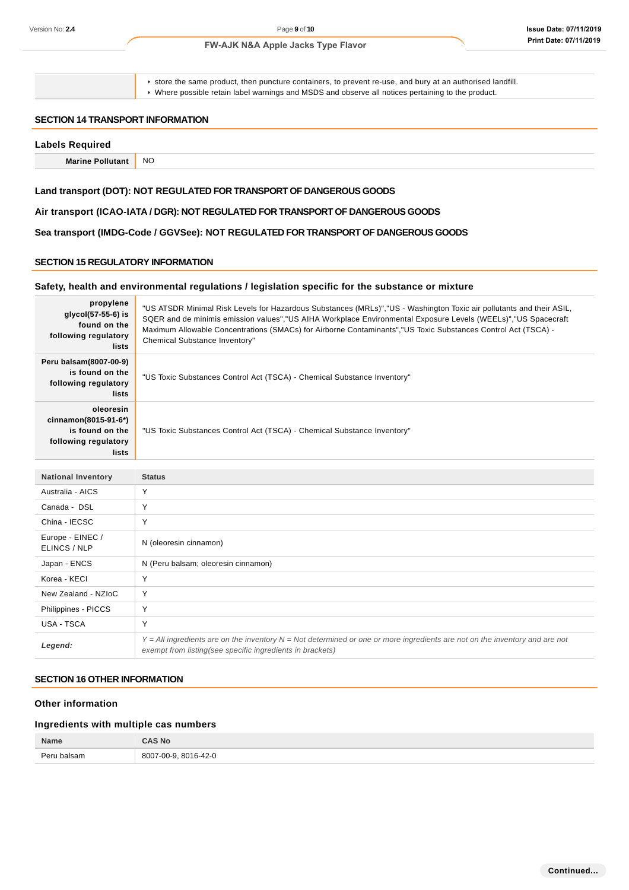| | |
|---|---|
| | ▸ store the same product, then puncture containers, to prevent re-use, and bury at an authorised landfill.<br>▸ Where possible retain label warnings and MSDS and observe all notices pertaining to the product. |

## SECTION 14 TRANSPORT INFORMATION

### Labels Required

| | |
|---|---|
| **Marine Pollutant** | NO |

**Land transport (DOT): NOT REGULATED FOR TRANSPORT OF DANGEROUS GOODS**

**Air transport (ICAO-IATA / DGR): NOT REGULATED FOR TRANSPORT OF DANGEROUS GOODS**

**Sea transport (IMDG-Code / GGVSee): NOT REGULATED FOR TRANSPORT OF DANGEROUS GOODS**

## SECTION 15 REGULATORY INFORMATION

### Safety, health and environmental regulations / legislation specific for the substance or mixture

| | |
|---|---|
| **propylene glycol(57-55-6) is found on the following regulatory lists** | "US ATSDR Minimal Risk Levels for Hazardous Substances (MRLs)","US - Washington Toxic air pollutants and their ASIL, SQER and de minimis emission values","US AIHA Workplace Environmental Exposure Levels (WEELs)","US Spacecraft Maximum Allowable Concentrations (SMACs) for Airborne Contaminants","US Toxic Substances Control Act (TSCA) - Chemical Substance Inventory" |
| **Peru balsam(8007-00-9) is found on the following regulatory lists** | "US Toxic Substances Control Act (TSCA) - Chemical Substance Inventory" |
| **oleoresin cinnamon(8015-91-6*) is found on the following regulatory lists** | "US Toxic Substances Control Act (TSCA) - Chemical Substance Inventory" |

| National Inventory | Status |
|---|---|
| Australia - AICS | Y |
| Canada - DSL | Y |
| China - IECSC | Y |
| Europe - EINEC / ELINCS / NLP | N (oleoresin cinnamon) |
| Japan - ENCS | N (Peru balsam; oleoresin cinnamon) |
| Korea - KECI | Y |
| New Zealand - NZIoC | Y |
| Philippines - PICCS | Y |
| USA - TSCA | Y |
| ***Legend:*** | *Y = All ingredients are on the inventory N = Not determined or one or more ingredients are not on the inventory and are not exempt from listing(see specific ingredients in brackets)* |

## SECTION 16 OTHER INFORMATION

### Other information

### Ingredients with multiple cas numbers

| Name | CAS No |
|---|---|
| Peru balsam | 8007-00-9, 8016-42-0 |

**Continued...**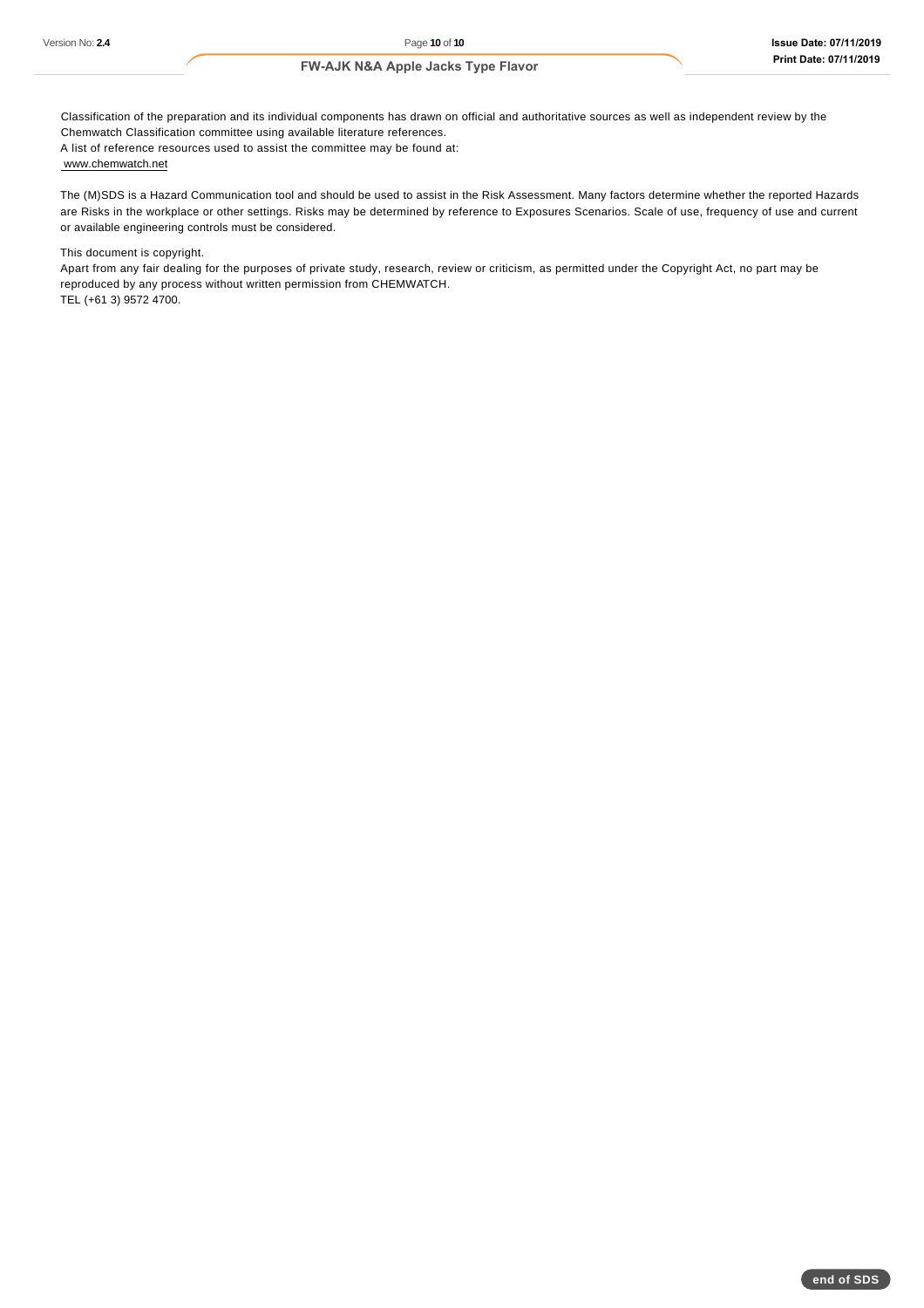Classification of the preparation and its individual components has drawn on official and authoritative sources as well as independent review by the Chemwatch Classification committee using available literature references.
A list of reference resources used to assist the committee may be found at:
www.chemwatch.net

The (M)SDS is a Hazard Communication tool and should be used to assist in the Risk Assessment. Many factors determine whether the reported Hazards are Risks in the workplace or other settings. Risks may be determined by reference to Exposures Scenarios. Scale of use, frequency of use and current or available engineering controls must be considered.

This document is copyright.
Apart from any fair dealing for the purposes of private study, research, review or criticism, as permitted under the Copyright Act, no part may be reproduced by any process without written permission from CHEMWATCH.
TEL (+61 3) 9572 4700.

**end of SDS**